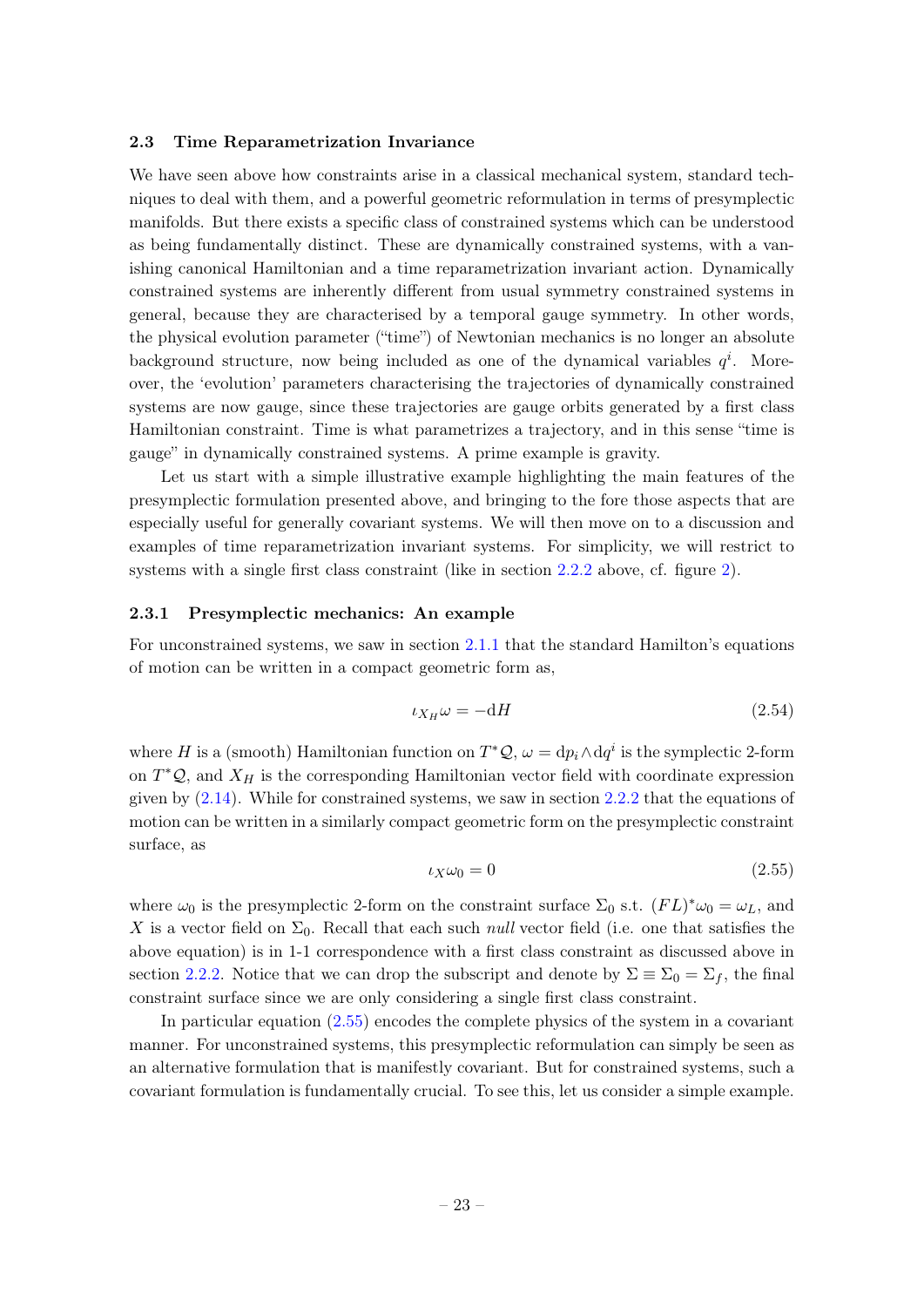### 2.3 Time Reparametrization Invariance

We have seen above how constraints arise in a classical mechanical system, standard techniques to deal with them, and a powerful geometric reformulation in terms of presymplectic manifolds. But there exists a specific class of constrained systems which can be understood as being fundamentally distinct. These are dynamically constrained systems, with a vanishing canonical Hamiltonian and a time reparametrization invariant action. Dynamically constrained systems are inherently different from usual symmetry constrained systems in general, because they are characterised by a temporal gauge symmetry. In other words, the physical evolution parameter ("time") of Newtonian mechanics is no longer an absolute background structure, now being included as one of the dynamical variables $q^i$. Moreover, the 'evolution' parameters characterising the trajectories of dynamically constrained systems are now gauge, since these trajectories are gauge orbits generated by a first class Hamiltonian constraint. Time is what parametrizes a trajectory, and in this sense "time is gauge" in dynamically constrained systems. A prime example is gravity.

Let us start with a simple illustrative example highlighting the main features of the presymplectic formulation presented above, and bringing to the fore those aspects that are especially useful for generally covariant systems. We will then move on to a discussion and examples of time reparametrization invariant systems. For simplicity, we will restrict to systems with a single first class constraint (like in section 2.2.2 above, cf. figure 2).

#### 2.3.1 Presymplectic mechanics: An example

For unconstrained systems, we saw in section 2.1.1 that the standard Hamilton's equations of motion can be written in a compact geometric form as,

$$\iota_{X_H}\omega = -\mathrm{d}H \tag{2.54}$$

where $H$ is a (smooth) Hamiltonian function on $T^*\mathcal{Q}$, $\omega = \mathrm{d}p_i \wedge \mathrm{d}q^i$ is the symplectic 2-form on $T^*\mathcal{Q}$, and $X_H$ is the corresponding Hamiltonian vector field with coordinate expression given by (2.14). While for constrained systems, we saw in section 2.2.2 that the equations of motion can be written in a similarly compact geometric form on the presymplectic constraint surface, as

$$\iota_X\omega_0 = 0 \tag{2.55}$$

where $\omega_0$ is the presymplectic 2-form on the constraint surface $\Sigma_0$ s.t. $(FL)^*\omega_0 = \omega_L$, and $X$ is a vector field on $\Sigma_0$. Recall that each such *null* vector field (i.e. one that satisfies the above equation) is in 1-1 correspondence with a first class constraint as discussed above in section 2.2.2. Notice that we can drop the subscript and denote by $\Sigma \equiv \Sigma_0 = \Sigma_f$, the final constraint surface since we are only considering a single first class constraint.

In particular equation (2.55) encodes the complete physics of the system in a covariant manner. For unconstrained systems, this presymplectic reformulation can simply be seen as an alternative formulation that is manifestly covariant. But for constrained systems, such a covariant formulation is fundamentally crucial. To see this, let us consider a simple example.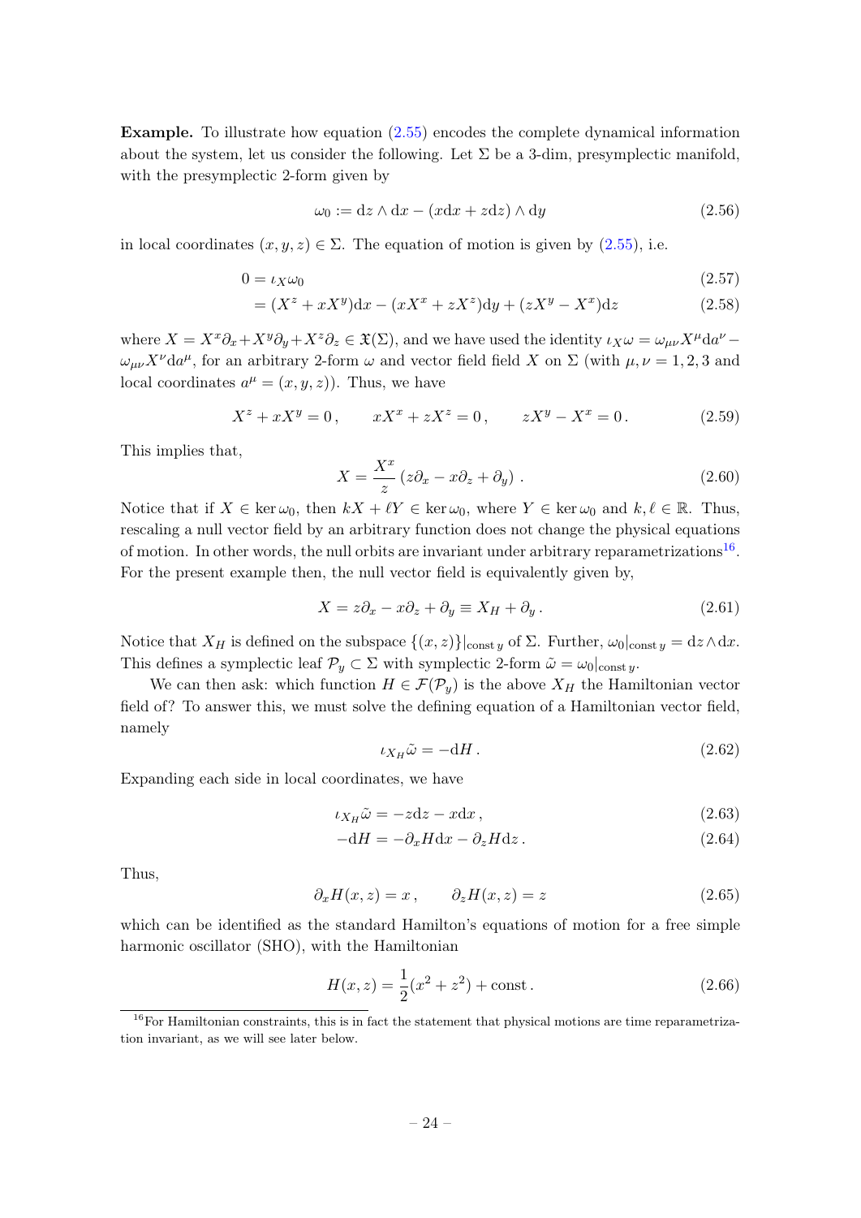**Example.** To illustrate how equation (2.55) encodes the complete dynamical information about the system, let us consider the following. Let $\Sigma$ be a 3-dim, presymplectic manifold, with the presymplectic 2-form given by

$$\omega_0 := \mathrm{d}z \wedge \mathrm{d}x - (x\mathrm{d}x + z\mathrm{d}z) \wedge \mathrm{d}y \tag{2.56}$$

in local coordinates $(x, y, z) \in \Sigma$. The equation of motion is given by (2.55), i.e.

$$\begin{align} 0 &= \iota_X \omega_0 \tag{2.57} \\ &= (X^z + xX^y)\mathrm{d}x - (xX^x + zX^z)\mathrm{d}y + (zX^y - X^x)\mathrm{d}z \tag{2.58} \end{align}$$

where $X = X^x\partial_x + X^y\partial_y + X^z\partial_z \in \mathfrak{X}(\Sigma)$, and we have used the identity $\iota_X\omega = \omega_{\mu\nu}X^\mu \mathrm{d}a^\nu - \omega_{\mu\nu}X^\nu \mathrm{d}a^\mu$, for an arbitrary 2-form $\omega$ and vector field field $X$ on $\Sigma$ (with $\mu, \nu = 1, 2, 3$ and local coordinates $a^\mu = (x, y, z)$). Thus, we have

$$X^z + xX^y = 0\,, \qquad xX^x + zX^z = 0\,, \qquad zX^y - X^x = 0\,. \tag{2.59}$$

This implies that,

$$X = \frac{X^x}{z}\left(z\partial_x - x\partial_z + \partial_y\right)\,. \tag{2.60}$$

Notice that if $X \in \ker\omega_0$, then $kX + \ell Y \in \ker\omega_0$, where $Y \in \ker\omega_0$ and $k, \ell \in \mathbb{R}$. Thus, rescaling a null vector field by an arbitrary function does not change the physical equations of motion. In other words, the null orbits are invariant under arbitrary reparametrizations[16]. For the present example then, the null vector field is equivalently given by,

$$X = z\partial_x - x\partial_z + \partial_y \equiv X_H + \partial_y\,. \tag{2.61}$$

Notice that $X_H$ is defined on the subspace $\{(x, z)\}|_{\text{const}\,y}$ of $\Sigma$. Further, $\omega_0|_{\text{const}\,y} = \mathrm{d}z\wedge\mathrm{d}x$. This defines a symplectic leaf $\mathcal{P}_y \subset \Sigma$ with symplectic 2-form $\tilde{\omega} = \omega_0|_{\text{const}\,y}$.

We can then ask: which function $H \in \mathcal{F}(\mathcal{P}_y)$ is the above $X_H$ the Hamiltonian vector field of? To answer this, we must solve the defining equation of a Hamiltonian vector field, namely

$$\iota_{X_H}\tilde{\omega} = -\mathrm{d}H\,. \tag{2.62}$$

Expanding each side in local coordinates, we have

$$\iota_{X_H}\tilde{\omega} = -z\mathrm{d}z - x\mathrm{d}x\,, \tag{2.63}$$

$$-\mathrm{d}H = -\partial_x H\mathrm{d}x - \partial_z H\mathrm{d}z\,. \tag{2.64}$$

Thus,

$$\partial_x H(x, z) = x\,, \qquad \partial_z H(x, z) = z \tag{2.65}$$

which can be identified as the standard Hamilton's equations of motion for a free simple harmonic oscillator (SHO), with the Hamiltonian

$$H(x, z) = \frac{1}{2}(x^2 + z^2) + \text{const}\,. \tag{2.66}$$

[16] For Hamiltonian constraints, this is in fact the statement that physical motions are time reparametrization invariant, as we will see later below.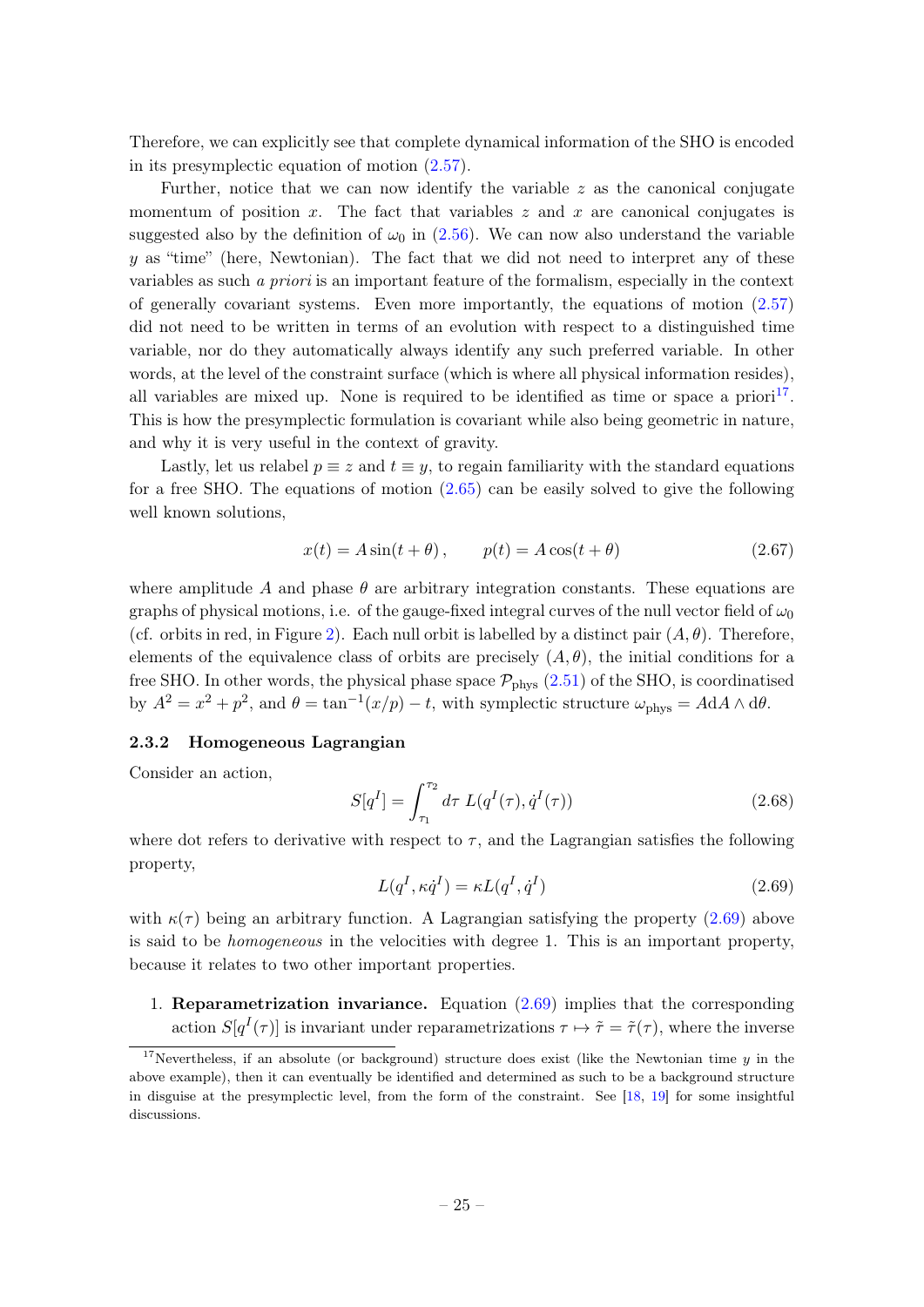Therefore, we can explicitly see that complete dynamical information of the SHO is encoded in its presymplectic equation of motion (2.57).

Further, notice that we can now identify the variable $z$ as the canonical conjugate momentum of position $x$. The fact that variables $z$ and $x$ are canonical conjugates is suggested also by the definition of $\omega_0$ in (2.56). We can now also understand the variable $y$ as "time" (here, Newtonian). The fact that we did not need to interpret any of these variables as such *a priori* is an important feature of the formalism, especially in the context of generally covariant systems. Even more importantly, the equations of motion (2.57) did not need to be written in terms of an evolution with respect to a distinguished time variable, nor do they automatically always identify any such preferred variable. In other words, at the level of the constraint surface (which is where all physical information resides), all variables are mixed up. None is required to be identified as time or space a priori[17]. This is how the presymplectic formulation is covariant while also being geometric in nature, and why it is very useful in the context of gravity.

Lastly, let us relabel $p \equiv z$ and $t \equiv y$, to regain familiarity with the standard equations for a free SHO. The equations of motion (2.65) can be easily solved to give the following well known solutions,

$$x(t) = A\sin(t+\theta)\,, \qquad p(t) = A\cos(t+\theta) \tag{2.67}$$

where amplitude $A$ and phase $\theta$ are arbitrary integration constants. These equations are graphs of physical motions, i.e. of the gauge-fixed integral curves of the null vector field of $\omega_0$ (cf. orbits in red, in Figure 2). Each null orbit is labelled by a distinct pair $(A, \theta)$. Therefore, elements of the equivalence class of orbits are precisely $(A, \theta)$, the initial conditions for a free SHO. In other words, the physical phase space $\mathcal{P}_{\text{phys}}$ (2.51) of the SHO, is coordinatised by $A^2 = x^2 + p^2$, and $\theta = \tan^{-1}(x/p) - t$, with symplectic structure $\omega_{\text{phys}} = A\mathrm{d}A \wedge \mathrm{d}\theta$.

### 2.3.2 Homogeneous Lagrangian

Consider an action,

$$S[q^I] = \int_{\tau_1}^{\tau_2} d\tau \; L(q^I(\tau), \dot{q}^I(\tau)) \tag{2.68}$$

where dot refers to derivative with respect to $\tau$, and the Lagrangian satisfies the following property,

$$L(q^I, \kappa\dot{q}^I) = \kappa L(q^I, \dot{q}^I) \tag{2.69}$$

with $\kappa(\tau)$ being an arbitrary function. A Lagrangian satisfying the property (2.69) above is said to be *homogeneous* in the velocities with degree 1. This is an important property, because it relates to two other important properties.

1. **Reparametrization invariance.** Equation (2.69) implies that the corresponding action $S[q^I(\tau)]$ is invariant under reparametrizations $\tau \mapsto \tilde{\tau} = \tilde{\tau}(\tau)$, where the inverse

[17] Nevertheless, if an absolute (or background) structure does exist (like the Newtonian time $y$ in the above example), then it can eventually be identified and determined as such to be a background structure in disguise at the presymplectic level, from the form of the constraint. See [18, 19] for some insightful discussions.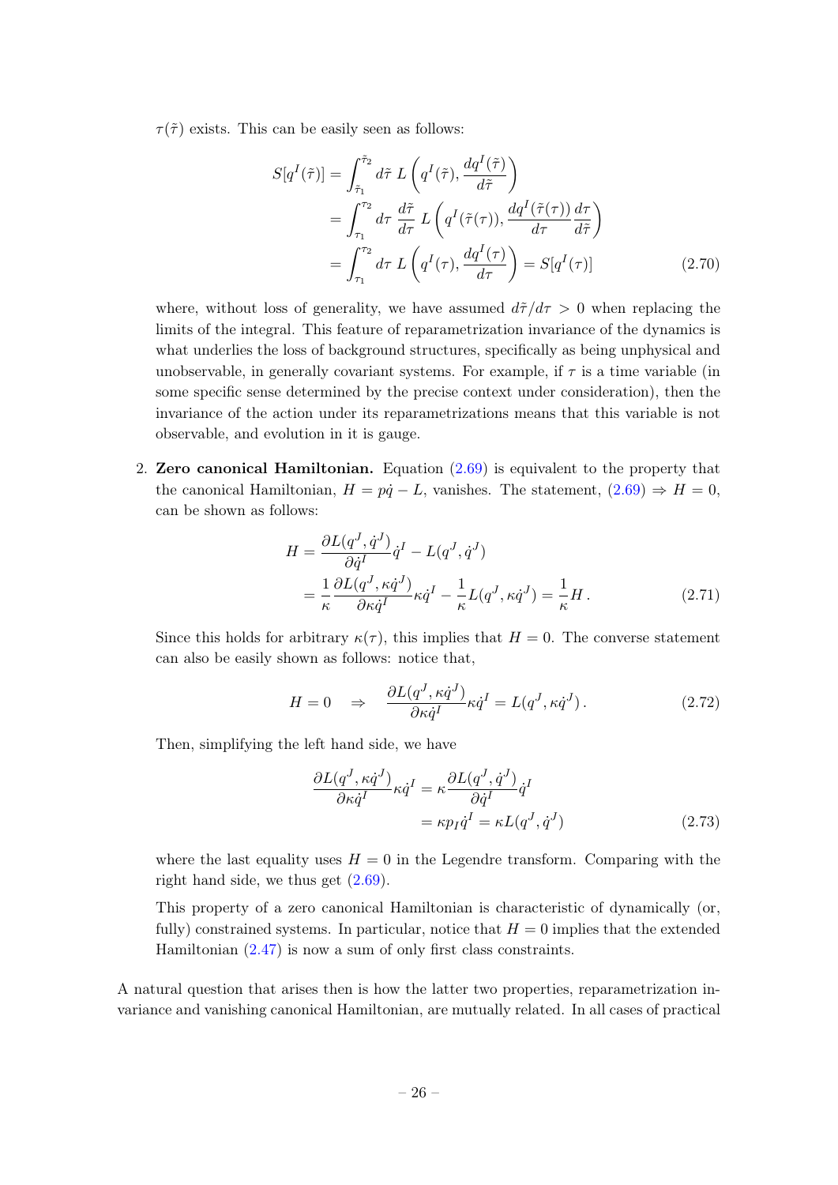$\tau(\tilde{\tau})$ exists. This can be easily seen as follows:

$$
\begin{aligned}
S[q^I(\tilde{\tau})] &= \int_{\tilde{\tau}_1}^{\tilde{\tau}_2} d\tilde{\tau}\; L\left(q^I(\tilde{\tau}), \frac{dq^I(\tilde{\tau})}{d\tilde{\tau}}\right) \\
&= \int_{\tau_1}^{\tau_2} d\tau\; \frac{d\tilde{\tau}}{d\tau}\; L\left(q^I(\tilde{\tau}(\tau)), \frac{dq^I(\tilde{\tau}(\tau))}{d\tau}\frac{d\tau}{d\tilde{\tau}}\right) \\
&= \int_{\tau_1}^{\tau_2} d\tau\; L\left(q^I(\tau), \frac{dq^I(\tau)}{d\tau}\right) = S[q^I(\tau)]
\end{aligned}
\tag{2.70}
$$

where, without loss of generality, we have assumed $d\tilde{\tau}/d\tau > 0$ when replacing the limits of the integral. This feature of reparametrization invariance of the dynamics is what underlies the loss of background structures, specifically as being unphysical and unobservable, in generally covariant systems. For example, if $\tau$ is a time variable (in some specific sense determined by the precise context under consideration), then the invariance of the action under its reparametrizations means that this variable is not observable, and evolution in it is gauge.

2. **Zero canonical Hamiltonian.** Equation (2.69) is equivalent to the property that the canonical Hamiltonian, $H = p\dot{q} - L$, vanishes. The statement, (2.69) $\Rightarrow H = 0$, can be shown as follows:

$$
\begin{aligned}
H &= \frac{\partial L(q^J, \dot{q}^J)}{\partial \dot{q}^I}\dot{q}^I - L(q^J, \dot{q}^J) \\
&= \frac{1}{\kappa}\frac{\partial L(q^J, \kappa\dot{q}^J)}{\partial \kappa\dot{q}^I}\kappa\dot{q}^I - \frac{1}{\kappa}L(q^J, \kappa\dot{q}^J) = \frac{1}{\kappa}H\,.
\end{aligned}
\tag{2.71}
$$

Since this holds for arbitrary $\kappa(\tau)$, this implies that $H = 0$. The converse statement can also be easily shown as follows: notice that,

$$
H = 0 \quad \Rightarrow \quad \frac{\partial L(q^J, \kappa\dot{q}^J)}{\partial \kappa\dot{q}^I}\kappa\dot{q}^I = L(q^J, \kappa\dot{q}^J)\,.
\tag{2.72}
$$

Then, simplifying the left hand side, we have

$$
\begin{aligned}
\frac{\partial L(q^J, \kappa\dot{q}^J)}{\partial \kappa\dot{q}^I}\kappa\dot{q}^I &= \kappa\frac{\partial L(q^J, \dot{q}^J)}{\partial \dot{q}^I}\dot{q}^I \\
&= \kappa p_I\dot{q}^I = \kappa L(q^J, \dot{q}^J)
\end{aligned}
\tag{2.73}
$$

where the last equality uses $H = 0$ in the Legendre transform. Comparing with the right hand side, we thus get (2.69).

This property of a zero canonical Hamiltonian is characteristic of dynamically (or, fully) constrained systems. In particular, notice that $H = 0$ implies that the extended Hamiltonian (2.47) is now a sum of only first class constraints.

A natural question that arises then is how the latter two properties, reparametrization invariance and vanishing canonical Hamiltonian, are mutually related. In all cases of practical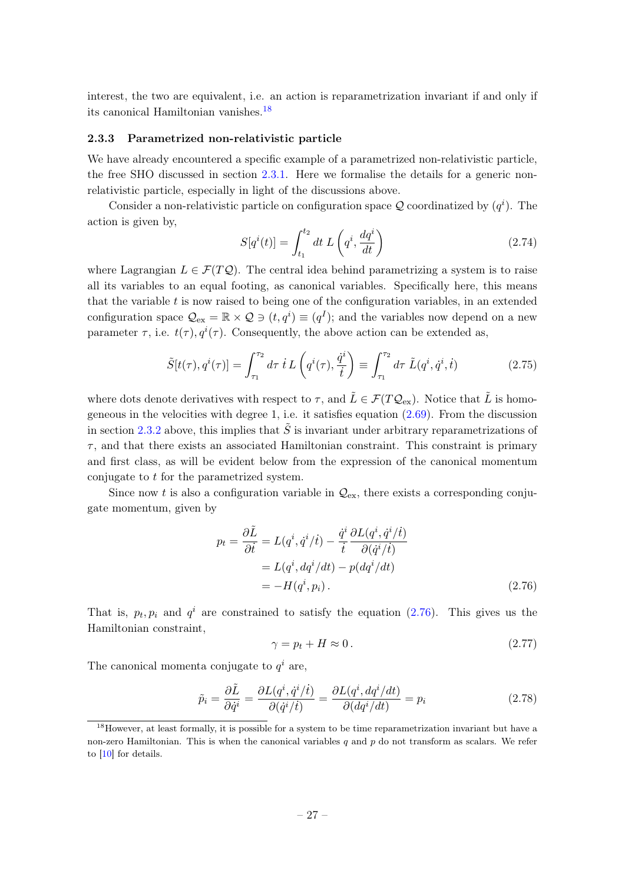interest, the two are equivalent, i.e. an action is reparametrization invariant if and only if its canonical Hamiltonian vanishes.[18]

### 2.3.3 Parametrized non-relativistic particle

We have already encountered a specific example of a parametrized non-relativistic particle, the free SHO discussed in section 2.3.1. Here we formalise the details for a generic non-relativistic particle, especially in light of the discussions above.

Consider a non-relativistic particle on configuration space $\mathcal{Q}$ coordinatized by $(q^i)$. The action is given by,

$$S[q^i(t)] = \int_{t_1}^{t_2} dt\, L\left(q^i, \frac{dq^i}{dt}\right) \tag{2.74}$$

where Lagrangian $L \in \mathcal{F}(T\mathcal{Q})$. The central idea behind parametrizing a system is to raise all its variables to an equal footing, as canonical variables. Specifically here, this means that the variable $t$ is now raised to being one of the configuration variables, in an extended configuration space $\mathcal{Q}_{\text{ex}} = \mathbb{R} \times \mathcal{Q} \ni (t, q^i) \equiv (q^I)$; and the variables now depend on a new parameter $\tau$, i.e. $t(\tau), q^i(\tau)$. Consequently, the above action can be extended as,

$$\tilde{S}[t(\tau), q^i(\tau)] = \int_{\tau_1}^{\tau_2} d\tau\, \dot{t}\, L\left(q^i(\tau), \frac{\dot{q}^i}{\dot{t}}\right) \equiv \int_{\tau_1}^{\tau_2} d\tau\, \tilde{L}(q^i, \dot{q}^i, \dot{t}) \tag{2.75}$$

where dots denote derivatives with respect to $\tau$, and $\tilde{L} \in \mathcal{F}(T\mathcal{Q}_{\text{ex}})$. Notice that $\tilde{L}$ is homogeneous in the velocities with degree 1, i.e. it satisfies equation (2.69). From the discussion in section 2.3.2 above, this implies that $\tilde{S}$ is invariant under arbitrary reparametrizations of $\tau$, and that there exists an associated Hamiltonian constraint. This constraint is primary and first class, as will be evident below from the expression of the canonical momentum conjugate to $t$ for the parametrized system.

Since now $t$ is also a configuration variable in $\mathcal{Q}_{\text{ex}}$, there exists a corresponding conjugate momentum, given by

$$\begin{aligned}
p_t = \frac{\partial \tilde{L}}{\partial \dot{t}} &= L(q^i, \dot{q}^i/\dot{t}) - \frac{\dot{q}^i}{\dot{t}} \frac{\partial L(q^i, \dot{q}^i/\dot{t})}{\partial (\dot{q}^i/\dot{t})} \\
&= L(q^i, dq^i/dt) - p(dq^i/dt) \\
&= -H(q^i, p_i)\,.
\end{aligned} \tag{2.76}$$

That is, $p_t, p_i$ and $q^i$ are constrained to satisfy the equation (2.76). This gives us the Hamiltonian constraint,

$$\gamma = p_t + H \approx 0\,. \tag{2.77}$$

The canonical momenta conjugate to $q^i$ are,

$$\tilde{p}_i = \frac{\partial \tilde{L}}{\partial \dot{q}^i} = \frac{\partial L(q^i, \dot{q}^i/\dot{t})}{\partial (\dot{q}^i/\dot{t})} = \frac{\partial L(q^i, dq^i/dt)}{\partial (dq^i/dt)} = p_i \tag{2.78}$$

---

[18] However, at least formally, it is possible for a system to be time reparametrization invariant but have a non-zero Hamiltonian. This is when the canonical variables $q$ and $p$ do not transform as scalars. We refer to [10] for details.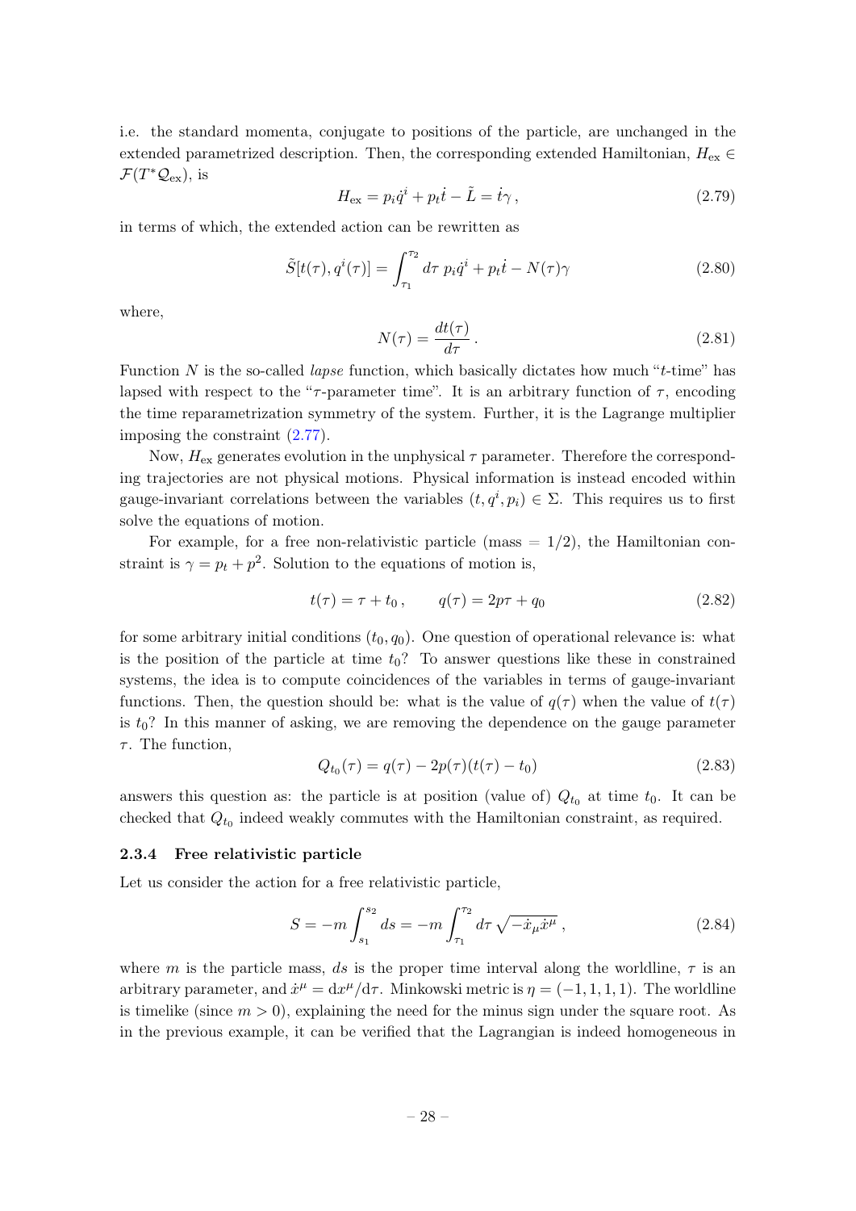i.e. the standard momenta, conjugate to positions of the particle, are unchanged in the extended parametrized description. Then, the corresponding extended Hamiltonian, $H_{\rm ex} \in \mathcal{F}(T^*\mathcal{Q}_{\rm ex})$, is

$$
H_{\rm ex} = p_i \dot{q}^i + p_t \dot{t} - \tilde{L} = \dot{t}\gamma \,, \tag{2.79}
$$

in terms of which, the extended action can be rewritten as

$$
\tilde{S}[t(\tau), q^i(\tau)] = \int_{\tau_1}^{\tau_2} d\tau \; p_i \dot{q}^i + p_t \dot{t} - N(\tau)\gamma \tag{2.80}
$$

where,

$$
N(\tau) = \frac{dt(\tau)}{d\tau} \,. \tag{2.81}
$$

Function $N$ is the so-called *lapse* function, which basically dictates how much "$t$-time" has lapsed with respect to the "$\tau$-parameter time". It is an arbitrary function of $\tau$, encoding the time reparametrization symmetry of the system. Further, it is the Lagrange multiplier imposing the constraint (2.77).

Now, $H_{\rm ex}$ generates evolution in the unphysical $\tau$ parameter. Therefore the corresponding trajectories are not physical motions. Physical information is instead encoded within gauge-invariant correlations between the variables $(t, q^i, p_i) \in \Sigma$. This requires us to first solve the equations of motion.

For example, for a free non-relativistic particle (mass $= 1/2$), the Hamiltonian constraint is $\gamma = p_t + p^2$. Solution to the equations of motion is,

$$
t(\tau) = \tau + t_0 \,, \qquad q(\tau) = 2p\tau + q_0 \tag{2.82}
$$

for some arbitrary initial conditions $(t_0, q_0)$. One question of operational relevance is: what is the position of the particle at time $t_0$? To answer questions like these in constrained systems, the idea is to compute coincidences of the variables in terms of gauge-invariant functions. Then, the question should be: what is the value of $q(\tau)$ when the value of $t(\tau)$ is $t_0$? In this manner of asking, we are removing the dependence on the gauge parameter $\tau$. The function,

$$
Q_{t_0}(\tau) = q(\tau) - 2p(\tau)(t(\tau) - t_0) \tag{2.83}
$$

answers this question as: the particle is at position (value of) $Q_{t_0}$ at time $t_0$. It can be checked that $Q_{t_0}$ indeed weakly commutes with the Hamiltonian constraint, as required.

### 2.3.4 Free relativistic particle

Let us consider the action for a free relativistic particle,

$$
S = -m \int_{s_1}^{s_2} ds = -m \int_{\tau_1}^{\tau_2} d\tau \, \sqrt{-\dot{x}_\mu \dot{x}^\mu} \,, \tag{2.84}
$$

where $m$ is the particle mass, $ds$ is the proper time interval along the worldline, $\tau$ is an arbitrary parameter, and $\dot{x}^\mu = {\rm d}x^\mu/{\rm d}\tau$. Minkowski metric is $\eta = (-1, 1, 1, 1)$. The worldline is timelike (since $m > 0$), explaining the need for the minus sign under the square root. As in the previous example, it can be verified that the Lagrangian is indeed homogeneous in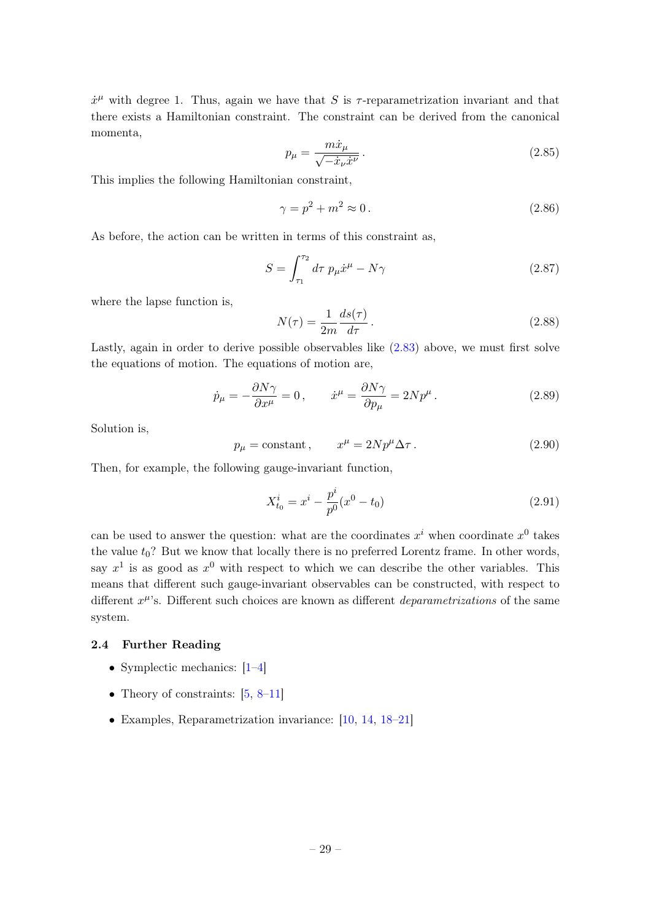$\dot{x}^\mu$ with degree 1. Thus, again we have that $S$ is $\tau$-reparametrization invariant and that there exists a Hamiltonian constraint. The constraint can be derived from the canonical momenta,

$$p_\mu = \frac{m\dot{x}_\mu}{\sqrt{-\dot{x}_\nu \dot{x}^\nu}} \,. \tag{2.85}$$

This implies the following Hamiltonian constraint,

$$\gamma = p^2 + m^2 \approx 0 \,. \tag{2.86}$$

As before, the action can be written in terms of this constraint as,

$$S = \int_{\tau_1}^{\tau_2} d\tau \; p_\mu \dot{x}^\mu - N\gamma \tag{2.87}$$

where the lapse function is,

$$N(\tau) = \frac{1}{2m}\frac{ds(\tau)}{d\tau} \,. \tag{2.88}$$

Lastly, again in order to derive possible observables like (2.83) above, we must first solve the equations of motion. The equations of motion are,

$$\dot{p}_\mu = -\frac{\partial N\gamma}{\partial x^\mu} = 0 \,, \qquad \dot{x}^\mu = \frac{\partial N\gamma}{\partial p_\mu} = 2Np^\mu \,. \tag{2.89}$$

Solution is,

$$p_\mu = \text{constant} \,, \qquad x^\mu = 2Np^\mu \Delta\tau \,. \tag{2.90}$$

Then, for example, the following gauge-invariant function,

$$X^i_{t_0} = x^i - \frac{p^i}{p^0}(x^0 - t_0) \tag{2.91}$$

can be used to answer the question: what are the coordinates $x^i$ when coordinate $x^0$ takes the value $t_0$? But we know that locally there is no preferred Lorentz frame. In other words, say $x^1$ is as good as $x^0$ with respect to which we can describe the other variables. This means that different such gauge-invariant observables can be constructed, with respect to different $x^\mu$'s. Different such choices are known as different *deparametrizations* of the same system.

### 2.4 Further Reading

- Symplectic mechanics: [1–4]
- Theory of constraints: [5, 8–11]
- Examples, Reparametrization invariance: [10, 14, 18–21]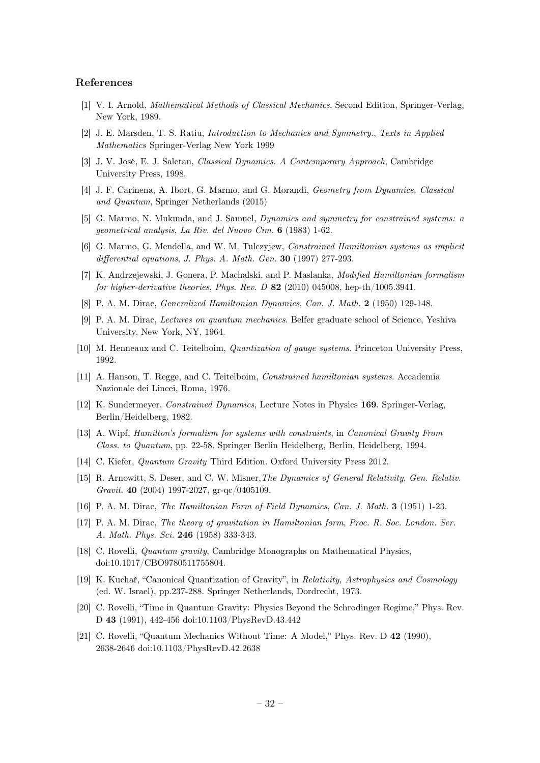## References

[1] V. I. Arnold, *Mathematical Methods of Classical Mechanics*, Second Edition, Springer-Verlag, New York, 1989.

[2] J. E. Marsden, T. S. Ratiu, *Introduction to Mechanics and Symmetry.*, *Texts in Applied Mathematics* Springer-Verlag New York 1999

[3] J. V. José, E. J. Saletan, *Classical Dynamics. A Contemporary Approach*, Cambridge University Press, 1998.

[4] J. F. Carinena, A. Ibort, G. Marmo, and G. Morandi, *Geometry from Dynamics, Classical and Quantum*, Springer Netherlands (2015)

[5] G. Marmo, N. Mukunda, and J. Samuel, *Dynamics and symmetry for constrained systems: a geometrical analysis*, *La Riv. del Nuovo Cim.* **6** (1983) 1-62.

[6] G. Marmo, G. Mendella, and W. M. Tulczyjew, *Constrained Hamiltonian systems as implicit differential equations*, *J. Phys. A. Math. Gen.* **30** (1997) 277-293.

[7] K. Andrzejewski, J. Gonera, P. Machalski, and P. Maslanka, *Modified Hamiltonian formalism for higher-derivative theories*, *Phys. Rev. D* **82** (2010) 045008, hep-th/1005.3941.

[8] P. A. M. Dirac, *Generalized Hamiltonian Dynamics*, *Can. J. Math.* **2** (1950) 129-148.

[9] P. A. M. Dirac, *Lectures on quantum mechanics*. Belfer graduate school of Science, Yeshiva University, New York, NY, 1964.

[10] M. Henneaux and C. Teitelboim, *Quantization of gauge systems*. Princeton University Press, 1992.

[11] A. Hanson, T. Regge, and C. Teitelboim, *Constrained hamiltonian systems*. Accademia Nazionale dei Lincei, Roma, 1976.

[12] K. Sundermeyer, *Constrained Dynamics*, Lecture Notes in Physics **169**. Springer-Verlag, Berlin/Heidelberg, 1982.

[13] A. Wipf, *Hamilton's formalism for systems with constraints*, in *Canonical Gravity From Class. to Quantum*, pp. 22-58. Springer Berlin Heidelberg, Berlin, Heidelberg, 1994.

[14] C. Kiefer, *Quantum Gravity* Third Edition. Oxford University Press 2012.

[15] R. Arnowitt, S. Deser, and C. W. Misner,*The Dynamics of General Relativity*, *Gen. Relativ. Gravit.* **40** (2004) 1997-2027, gr-qc/0405109.

[16] P. A. M. Dirac, *The Hamiltonian Form of Field Dynamics*, *Can. J. Math.* **3** (1951) 1-23.

[17] P. A. M. Dirac, *The theory of gravitation in Hamiltonian form*, *Proc. R. Soc. London. Ser. A. Math. Phys. Sci.* **246** (1958) 333-343.

[18] C. Rovelli, *Quantum gravity*, Cambridge Monographs on Mathematical Physics, doi:10.1017/CBO9780511755804.

[19] K. Kuchař, "Canonical Quantization of Gravity", in *Relativity, Astrophysics and Cosmology* (ed. W. Israel), pp.237-288. Springer Netherlands, Dordrecht, 1973.

[20] C. Rovelli, "Time in Quantum Gravity: Physics Beyond the Schrodinger Regime," Phys. Rev. D **43** (1991), 442-456 doi:10.1103/PhysRevD.43.442

[21] C. Rovelli, "Quantum Mechanics Without Time: A Model," Phys. Rev. D **42** (1990), 2638-2646 doi:10.1103/PhysRevD.42.2638